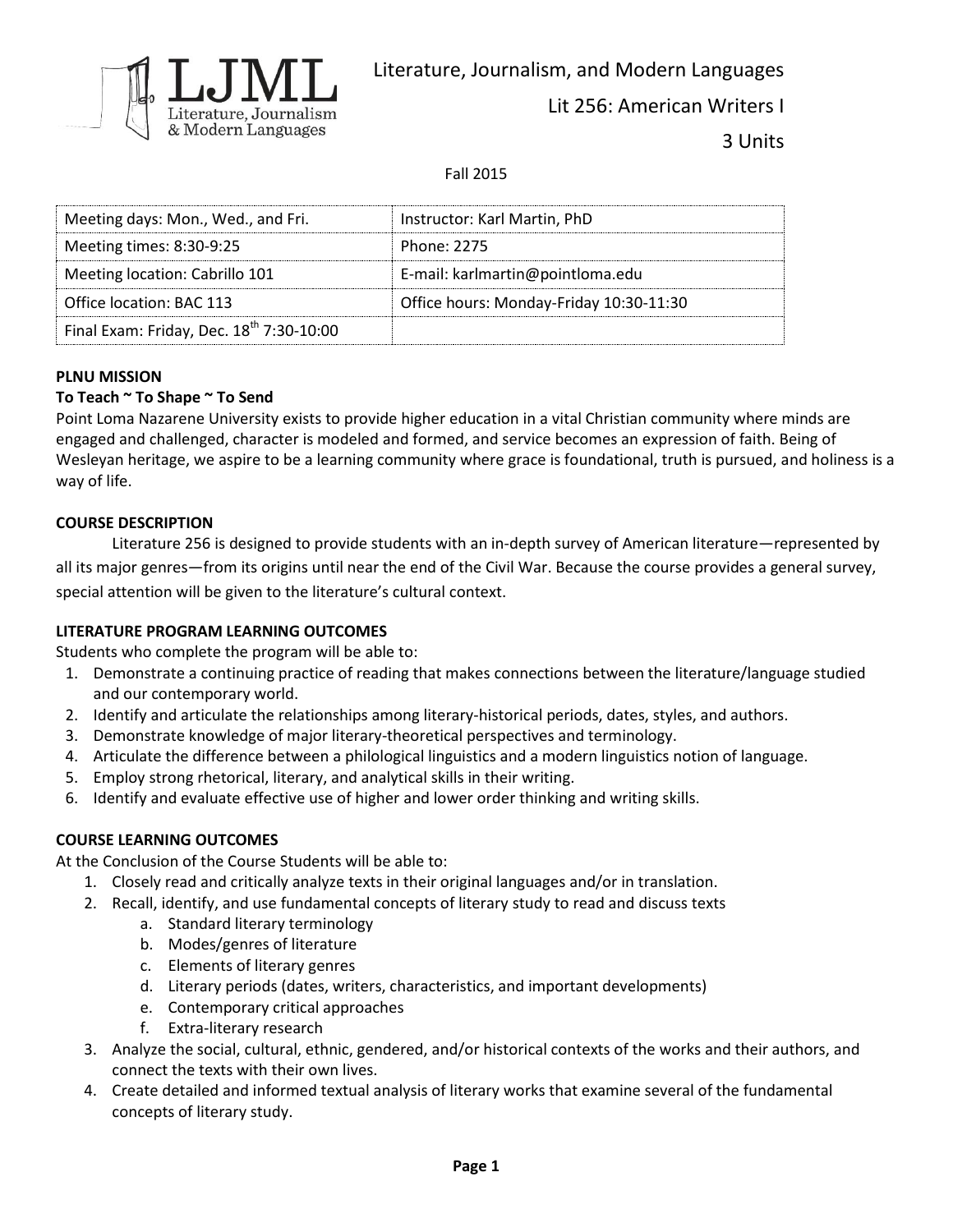LJML Literature, Journalism & Modern Languages

Literature, Journalism, and Modern Languages

Lit 256: American Writers I

3 Units

Fall 2015

| Meeting days: Mon., Wed., and Fri. | Instructor: Karl Martin, PhD |
|---|---|
| Meeting times: 8:30-9:25 | Phone: 2275 |
| Meeting location: Cabrillo 101 | E-mail: karlmartin@pointloma.edu |
| Office location: BAC 113 | Office hours: Monday-Friday 10:30-11:30 |
| Final Exam: Friday, Dec. 18th 7:30-10:00 | |

**PLNU MISSION**

**To Teach ~ To Shape ~ To Send**

Point Loma Nazarene University exists to provide higher education in a vital Christian community where minds are engaged and challenged, character is modeled and formed, and service becomes an expression of faith. Being of Wesleyan heritage, we aspire to be a learning community where grace is foundational, truth is pursued, and holiness is a way of life.

**COURSE DESCRIPTION**

Literature 256 is designed to provide students with an in-depth survey of American literature—represented by all its major genres—from its origins until near the end of the Civil War. Because the course provides a general survey, special attention will be given to the literature's cultural context.

**LITERATURE PROGRAM LEARNING OUTCOMES**

Students who complete the program will be able to:

1. Demonstrate a continuing practice of reading that makes connections between the literature/language studied and our contemporary world.
2. Identify and articulate the relationships among literary-historical periods, dates, styles, and authors.
3. Demonstrate knowledge of major literary-theoretical perspectives and terminology.
4. Articulate the difference between a philological linguistics and a modern linguistics notion of language.
5. Employ strong rhetorical, literary, and analytical skills in their writing.
6. Identify and evaluate effective use of higher and lower order thinking and writing skills.

**COURSE LEARNING OUTCOMES**

At the Conclusion of the Course Students will be able to:

1. Closely read and critically analyze texts in their original languages and/or in translation.
2. Recall, identify, and use fundamental concepts of literary study to read and discuss texts
   a. Standard literary terminology
   b. Modes/genres of literature
   c. Elements of literary genres
   d. Literary periods (dates, writers, characteristics, and important developments)
   e. Contemporary critical approaches
   f. Extra-literary research
3. Analyze the social, cultural, ethnic, gendered, and/or historical contexts of the works and their authors, and connect the texts with their own lives.
4. Create detailed and informed textual analysis of literary works that examine several of the fundamental concepts of literary study.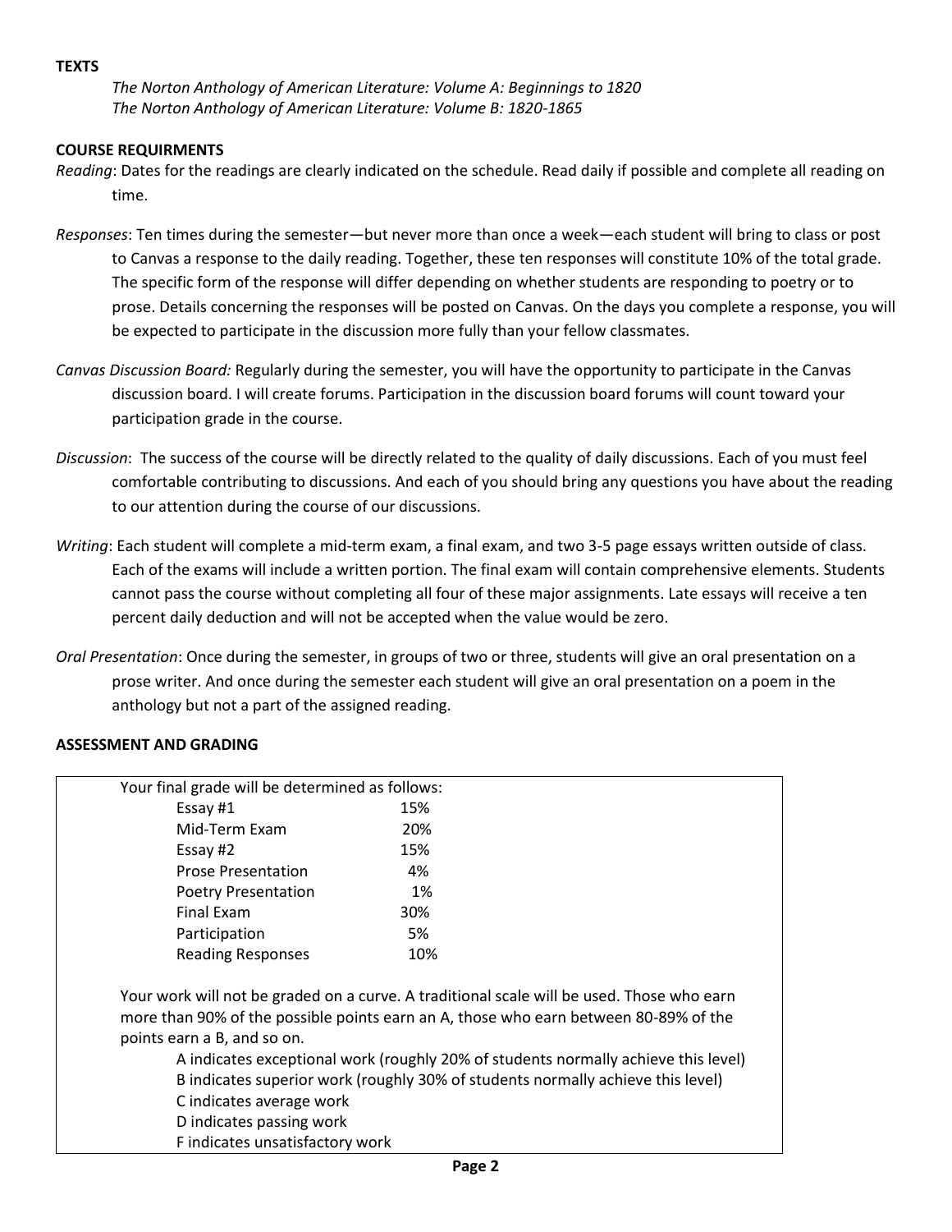**TEXTS**

*The Norton Anthology of American Literature: Volume A: Beginnings to 1820*
*The Norton Anthology of American Literature: Volume B: 1820-1865*

**COURSE REQUIRMENTS**

*Reading*: Dates for the readings are clearly indicated on the schedule. Read daily if possible and complete all reading on time.

*Responses*: Ten times during the semester—but never more than once a week—each student will bring to class or post to Canvas a response to the daily reading. Together, these ten responses will constitute 10% of the total grade. The specific form of the response will differ depending on whether students are responding to poetry or to prose. Details concerning the responses will be posted on Canvas. On the days you complete a response, you will be expected to participate in the discussion more fully than your fellow classmates.

*Canvas Discussion Board:* Regularly during the semester, you will have the opportunity to participate in the Canvas discussion board. I will create forums. Participation in the discussion board forums will count toward your participation grade in the course.

*Discussion*: The success of the course will be directly related to the quality of daily discussions. Each of you must feel comfortable contributing to discussions. And each of you should bring any questions you have about the reading to our attention during the course of our discussions.

*Writing*: Each student will complete a mid-term exam, a final exam, and two 3-5 page essays written outside of class. Each of the exams will include a written portion. The final exam will contain comprehensive elements. Students cannot pass the course without completing all four of these major assignments. Late essays will receive a ten percent daily deduction and will not be accepted when the value would be zero.

*Oral Presentation*: Once during the semester, in groups of two or three, students will give an oral presentation on a prose writer. And once during the semester each student will give an oral presentation on a poem in the anthology but not a part of the assigned reading.

**ASSESSMENT AND GRADING**

Your final grade will be determined as follows:

| Component | Weight |
|---|---|
| Essay #1 | 15% |
| Mid-Term Exam | 20% |
| Essay #2 | 15% |
| Prose Presentation | 4% |
| Poetry Presentation | 1% |
| Final Exam | 30% |
| Participation | 5% |
| Reading Responses | 10% |

Your work will not be graded on a curve. A traditional scale will be used. Those who earn more than 90% of the possible points earn an A, those who earn between 80-89% of the points earn a B, and so on.

- A indicates exceptional work (roughly 20% of students normally achieve this level)
- B indicates superior work (roughly 30% of students normally achieve this level)
- C indicates average work
- D indicates passing work
- F indicates unsatisfactory work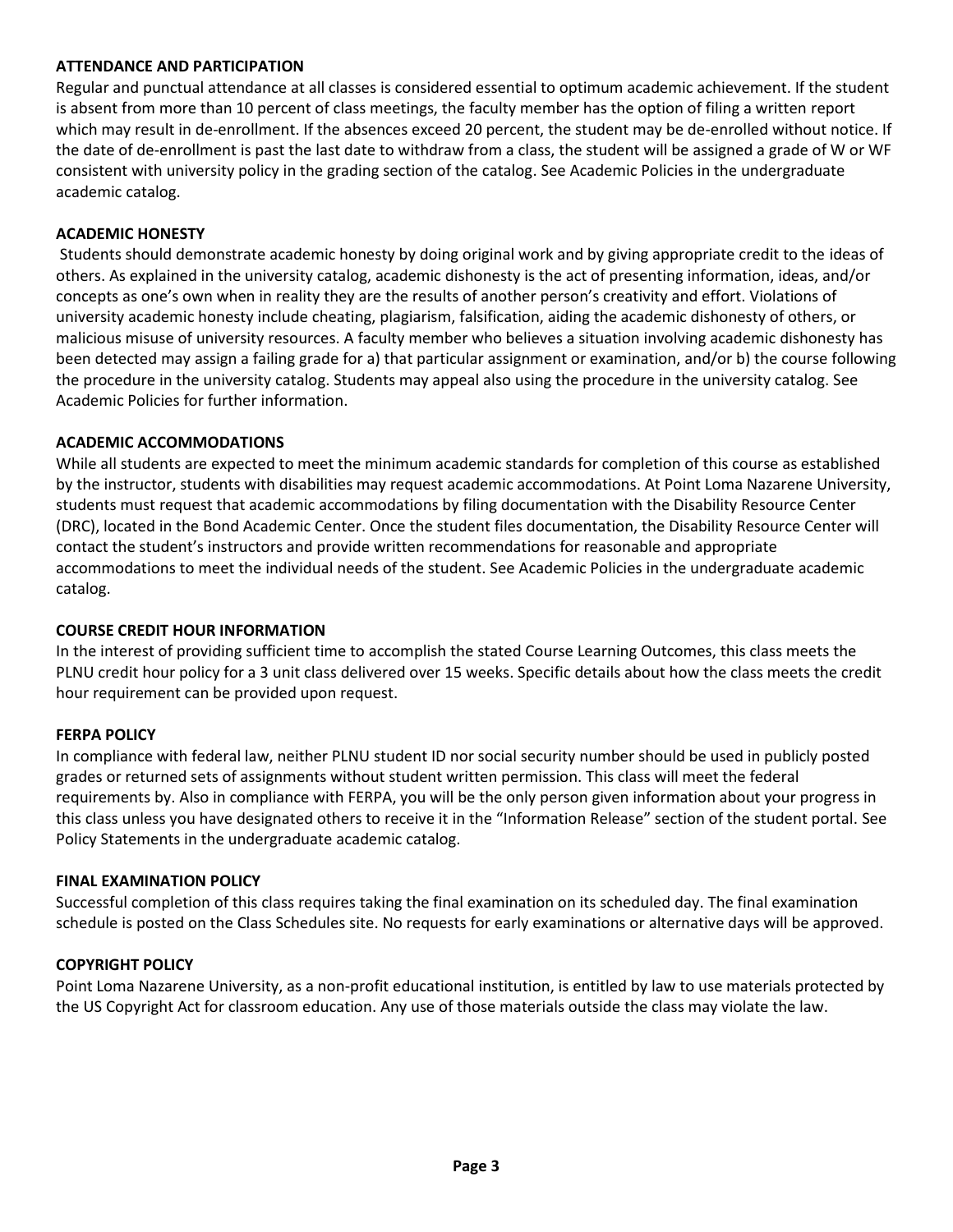**ATTENDANCE AND PARTICIPATION**

Regular and punctual attendance at all classes is considered essential to optimum academic achievement. If the student is absent from more than 10 percent of class meetings, the faculty member has the option of filing a written report which may result in de-enrollment. If the absences exceed 20 percent, the student may be de-enrolled without notice. If the date of de-enrollment is past the last date to withdraw from a class, the student will be assigned a grade of W or WF consistent with university policy in the grading section of the catalog. See Academic Policies in the undergraduate academic catalog.

**ACADEMIC HONESTY**

Students should demonstrate academic honesty by doing original work and by giving appropriate credit to the ideas of others. As explained in the university catalog, academic dishonesty is the act of presenting information, ideas, and/or concepts as one's own when in reality they are the results of another person's creativity and effort. Violations of university academic honesty include cheating, plagiarism, falsification, aiding the academic dishonesty of others, or malicious misuse of university resources. A faculty member who believes a situation involving academic dishonesty has been detected may assign a failing grade for a) that particular assignment or examination, and/or b) the course following the procedure in the university catalog. Students may appeal also using the procedure in the university catalog. See Academic Policies for further information.

**ACADEMIC ACCOMMODATIONS**

While all students are expected to meet the minimum academic standards for completion of this course as established by the instructor, students with disabilities may request academic accommodations. At Point Loma Nazarene University, students must request that academic accommodations by filing documentation with the Disability Resource Center (DRC), located in the Bond Academic Center. Once the student files documentation, the Disability Resource Center will contact the student's instructors and provide written recommendations for reasonable and appropriate accommodations to meet the individual needs of the student. See Academic Policies in the undergraduate academic catalog.

**COURSE CREDIT HOUR INFORMATION**

In the interest of providing sufficient time to accomplish the stated Course Learning Outcomes, this class meets the PLNU credit hour policy for a 3 unit class delivered over 15 weeks. Specific details about how the class meets the credit hour requirement can be provided upon request.

**FERPA POLICY**

In compliance with federal law, neither PLNU student ID nor social security number should be used in publicly posted grades or returned sets of assignments without student written permission. This class will meet the federal requirements by. Also in compliance with FERPA, you will be the only person given information about your progress in this class unless you have designated others to receive it in the "Information Release" section of the student portal. See Policy Statements in the undergraduate academic catalog.

**FINAL EXAMINATION POLICY**

Successful completion of this class requires taking the final examination on its scheduled day. The final examination schedule is posted on the Class Schedules site. No requests for early examinations or alternative days will be approved.

**COPYRIGHT POLICY**

Point Loma Nazarene University, as a non-profit educational institution, is entitled by law to use materials protected by the US Copyright Act for classroom education. Any use of those materials outside the class may violate the law.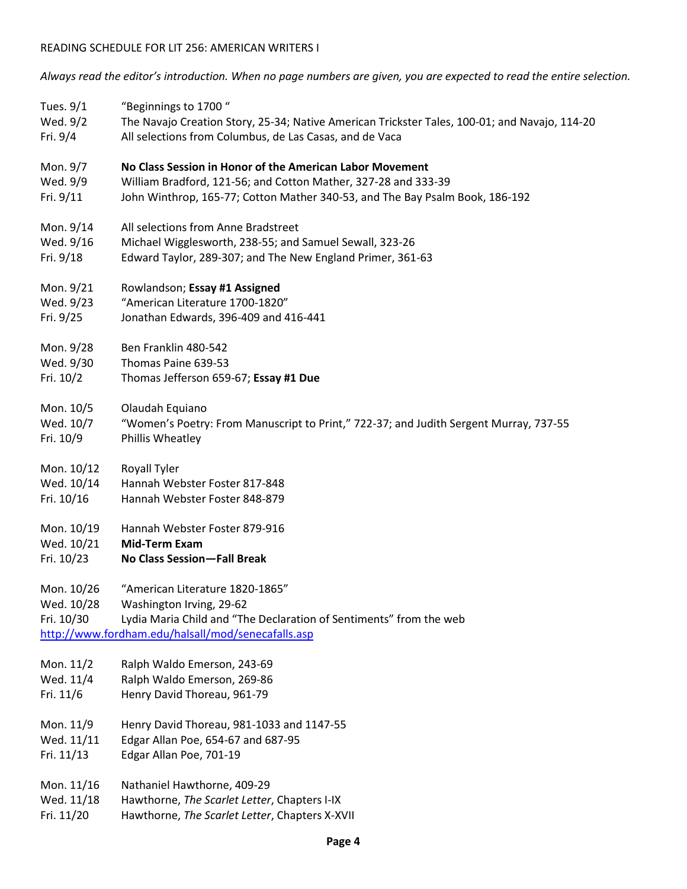READING SCHEDULE FOR LIT 256: AMERICAN WRITERS I

*Always read the editor's introduction. When no page numbers are given, you are expected to read the entire selection.*

| | |
|---|---|
| Tues. 9/1 | "Beginnings to 1700 " |
| Wed. 9/2 | The Navajo Creation Story, 25-34; Native American Trickster Tales, 100-01; and Navajo, 114-20 |
| Fri. 9/4 | All selections from Columbus, de Las Casas, and de Vaca |
| Mon. 9/7 | **No Class Session in Honor of the American Labor Movement** |
| Wed. 9/9 | William Bradford, 121-56; and Cotton Mather, 327-28 and 333-39 |
| Fri. 9/11 | John Winthrop, 165-77; Cotton Mather 340-53, and The Bay Psalm Book, 186-192 |
| Mon. 9/14 | All selections from Anne Bradstreet |
| Wed. 9/16 | Michael Wigglesworth, 238-55; and Samuel Sewall, 323-26 |
| Fri. 9/18 | Edward Taylor, 289-307; and The New England Primer, 361-63 |
| Mon. 9/21 | Rowlandson; **Essay #1 Assigned** |
| Wed. 9/23 | "American Literature 1700-1820" |
| Fri. 9/25 | Jonathan Edwards, 396-409 and 416-441 |
| Mon. 9/28 | Ben Franklin 480-542 |
| Wed. 9/30 | Thomas Paine 639-53 |
| Fri. 10/2 | Thomas Jefferson 659-67; **Essay #1 Due** |
| Mon. 10/5 | Olaudah Equiano |
| Wed. 10/7 | "Women's Poetry: From Manuscript to Print," 722-37; and Judith Sergent Murray, 737-55 |
| Fri. 10/9 | Phillis Wheatley |
| Mon. 10/12 | Royall Tyler |
| Wed. 10/14 | Hannah Webster Foster 817-848 |
| Fri. 10/16 | Hannah Webster Foster 848-879 |
| Mon. 10/19 | Hannah Webster Foster 879-916 |
| Wed. 10/21 | **Mid-Term Exam** |
| Fri. 10/23 | **No Class Session—Fall Break** |
| Mon. 10/26 | "American Literature 1820-1865" |
| Wed. 10/28 | Washington Irving, 29-62 |
| Fri. 10/30 | Lydia Maria Child and "The Declaration of Sentiments" from the web http://www.fordham.edu/halsall/mod/senecafalls.asp |
| Mon. 11/2 | Ralph Waldo Emerson, 243-69 |
| Wed. 11/4 | Ralph Waldo Emerson, 269-86 |
| Fri. 11/6 | Henry David Thoreau, 961-79 |
| Mon. 11/9 | Henry David Thoreau, 981-1033 and 1147-55 |
| Wed. 11/11 | Edgar Allan Poe, 654-67 and 687-95 |
| Fri. 11/13 | Edgar Allan Poe, 701-19 |
| Mon. 11/16 | Nathaniel Hawthorne, 409-29 |
| Wed. 11/18 | Hawthorne, *The Scarlet Letter*, Chapters I-IX |
| Fri. 11/20 | Hawthorne, *The Scarlet Letter*, Chapters X-XVII |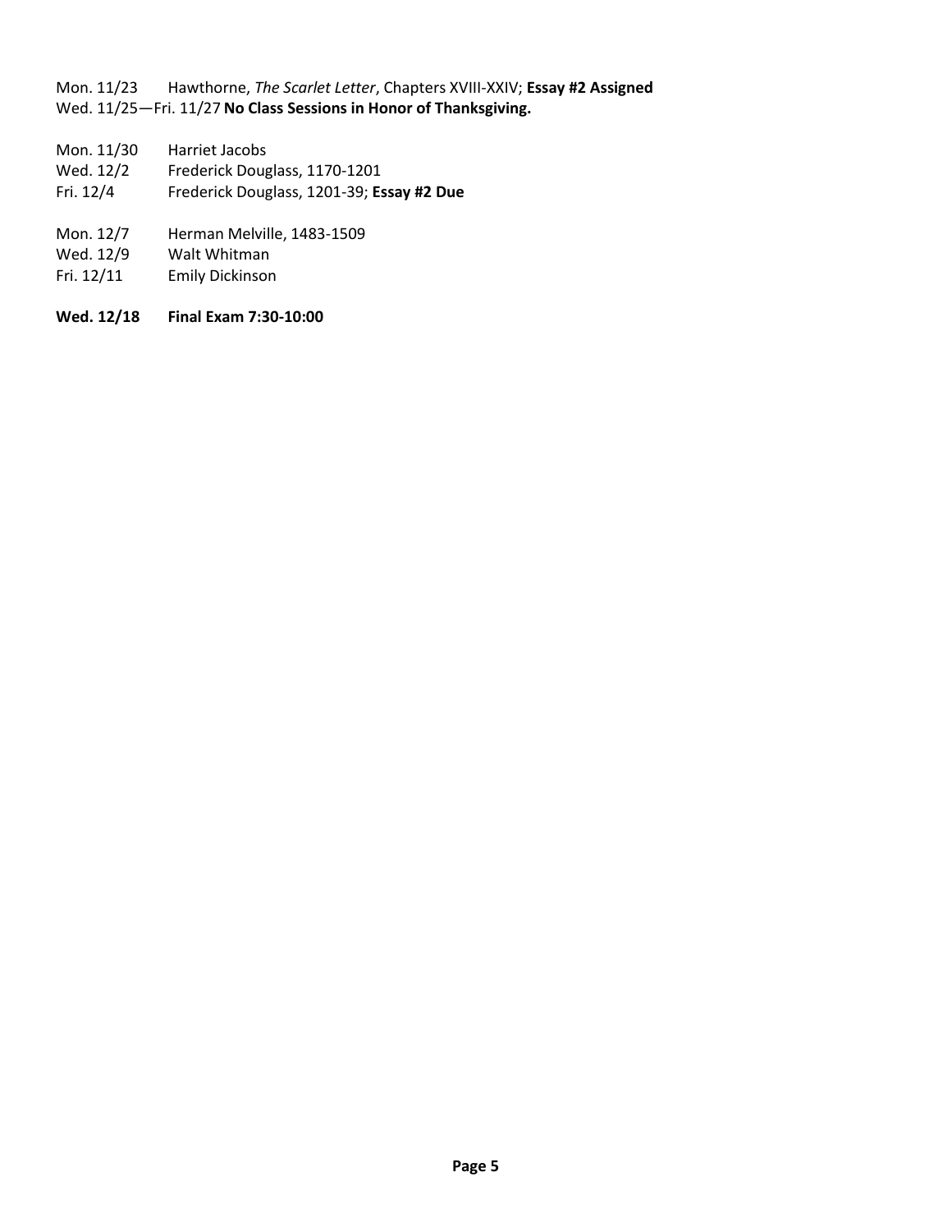Mon. 11/23 Hawthorne, *The Scarlet Letter*, Chapters XVIII-XXIV; **Essay #2 Assigned**
Wed. 11/25—Fri. 11/27 **No Class Sessions in Honor of Thanksgiving.**

Mon. 11/30 Harriet Jacobs
Wed. 12/2 Frederick Douglass, 1170-1201
Fri. 12/4 Frederick Douglass, 1201-39; **Essay #2 Due**

Mon. 12/7 Herman Melville, 1483-1509
Wed. 12/9 Walt Whitman
Fri. 12/11 Emily Dickinson

**Wed. 12/18 Final Exam 7:30-10:00**